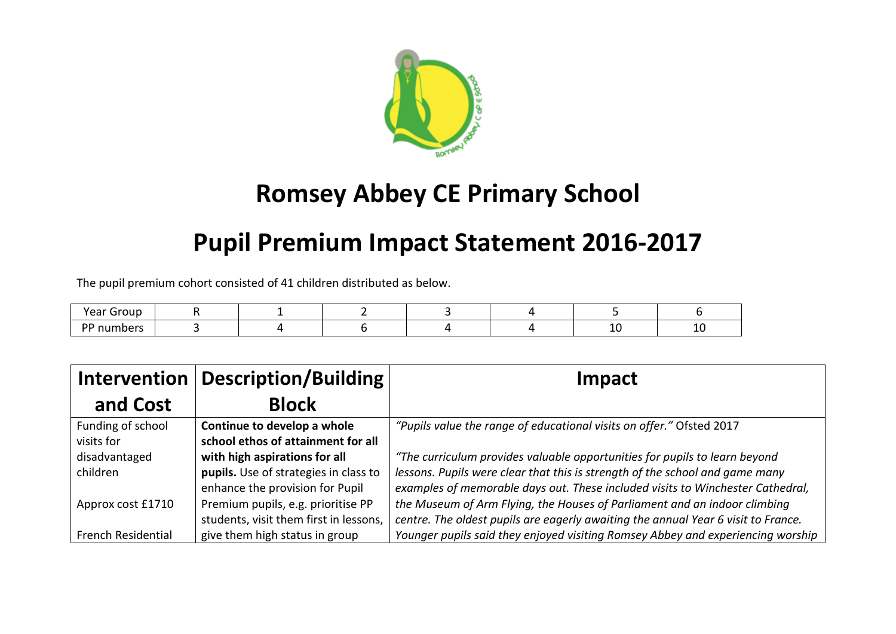# Romsey Abbey CE Primary School

## Pupil Premium Impact Statement 2016-2017

The pupil premium cohort consisted of 41 children distributed as below.

| Year Group | R | 1 | 2 | 3 | 4 | 5 | 6 |
|---|---|---|---|---|---|---|---|
| PP numbers | 3 | 4 | 6 | 4 | 4 | 10 | 10 |

| Intervention and Cost | Description/Building Block | Impact |
|---|---|---|
| Funding of school visits for disadvantaged children<br><br>Approx cost £1710<br><br>French Residential | **Continue to develop a whole school ethos of attainment for all with high aspirations for all pupils.** Use of strategies in class to enhance the provision for Pupil Premium pupils, e.g. prioritise PP students, visit them first in lessons, give them high status in group | *"Pupils value the range of educational visits on offer."* Ofsted 2017<br><br>*"The curriculum provides valuable opportunities for pupils to learn beyond lessons. Pupils were clear that this is strength of the school and game many examples of memorable days out. These included visits to Winchester Cathedral, the Museum of Arm Flying, the Houses of Parliament and an indoor climbing centre. The oldest pupils are eagerly awaiting the annual Year 6 visit to France. Younger pupils said they enjoyed visiting Romsey Abbey and experiencing worship* |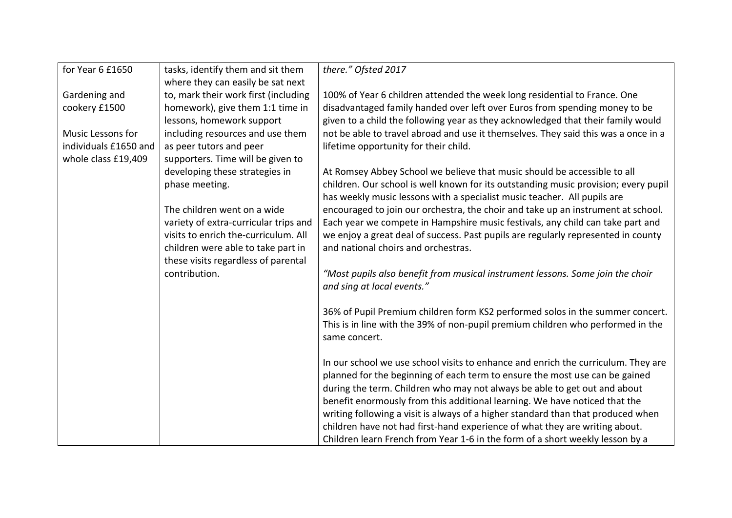| | | |
|---|---|---|
| for Year 6 £1650<br><br>Gardening and cookery £1500<br><br>Music Lessons for individuals £1650 and whole class £19,409 | tasks, identify them and sit them where they can easily be sat next to, mark their work first (including homework), give them 1:1 time in lessons, homework support including resources and use them as peer tutors and peer supporters. Time will be given to developing these strategies in phase meeting.<br><br>The children went on a wide variety of extra-curricular trips and visits to enrich the-curriculum. All children were able to take part in these visits regardless of parental contribution. | *there." Ofsted 2017*<br><br>100% of Year 6 children attended the week long residential to France. One disadvantaged family handed over left over Euros from spending money to be given to a child the following year as they acknowledged that their family would not be able to travel abroad and use it themselves. They said this was a once in a lifetime opportunity for their child.<br><br>At Romsey Abbey School we believe that music should be accessible to all children. Our school is well known for its outstanding music provision; every pupil has weekly music lessons with a specialist music teacher. All pupils are encouraged to join our orchestra, the choir and take up an instrument at school. Each year we compete in Hampshire music festivals, any child can take part and we enjoy a great deal of success. Past pupils are regularly represented in county and national choirs and orchestras.<br><br>*"Most pupils also benefit from musical instrument lessons. Some join the choir and sing at local events."*<br><br>36% of Pupil Premium children form KS2 performed solos in the summer concert. This is in line with the 39% of non-pupil premium children who performed in the same concert.<br><br>In our school we use school visits to enhance and enrich the curriculum. They are planned for the beginning of each term to ensure the most use can be gained during the term. Children who may not always be able to get out and about benefit enormously from this additional learning. We have noticed that the writing following a visit is always of a higher standard than that produced when children have not had first-hand experience of what they are writing about. Children learn French from Year 1-6 in the form of a short weekly lesson by a |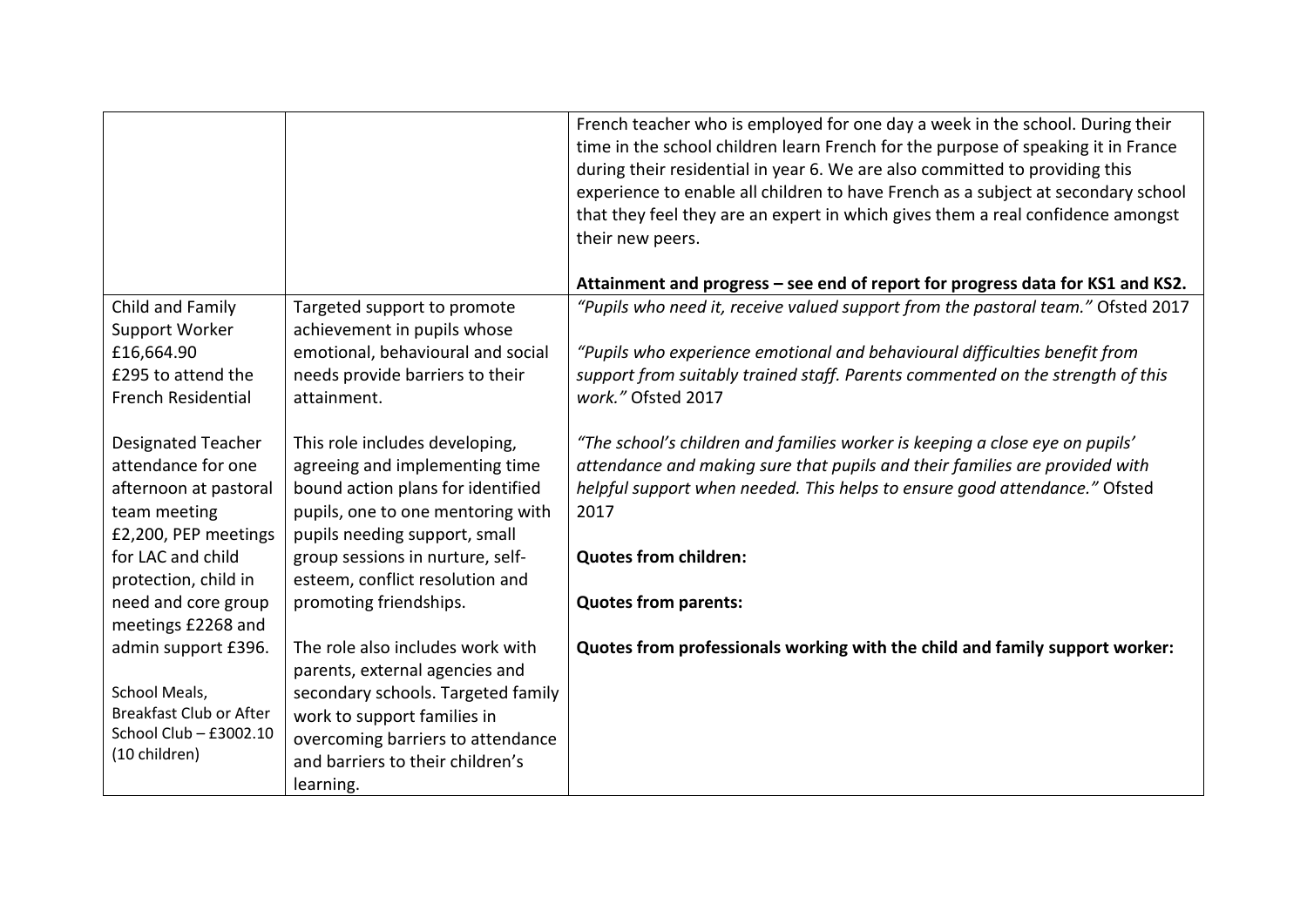| | | |
|---|---|---|
| | | French teacher who is employed for one day a week in the school. During their time in the school children learn French for the purpose of speaking it in France during their residential in year 6. We are also committed to providing this experience to enable all children to have French as a subject at secondary school that they feel they are an expert in which gives them a real confidence amongst their new peers.<br><br>**Attainment and progress – see end of report for progress data for KS1 and KS2.** |
| Child and Family Support Worker £16,664.90<br>£295 to attend the French Residential<br><br>Designated Teacher attendance for one afternoon at pastoral team meeting £2,200, PEP meetings for LAC and child protection, child in need and core group meetings £2268 and admin support £396.<br><br>School Meals, Breakfast Club or After School Club – £3002.10 (10 children) | Targeted support to promote achievement in pupils whose emotional, behavioural and social needs provide barriers to their attainment.<br><br>This role includes developing, agreeing and implementing time bound action plans for identified pupils, one to one mentoring with pupils needing support, small group sessions in nurture, self-esteem, conflict resolution and promoting friendships.<br><br>The role also includes work with parents, external agencies and secondary schools. Targeted family work to support families in overcoming barriers to attendance and barriers to their children's learning. | *"Pupils who need it, receive valued support from the pastoral team."* Ofsted 2017<br><br>*"Pupils who experience emotional and behavioural difficulties benefit from support from suitably trained staff. Parents commented on the strength of this work."* Ofsted 2017<br><br>*"The school's children and families worker is keeping a close eye on pupils' attendance and making sure that pupils and their families are provided with helpful support when needed. This helps to ensure good attendance."* Ofsted 2017<br><br>**Quotes from children:**<br><br>**Quotes from parents:**<br><br>**Quotes from professionals working with the child and family support worker:** |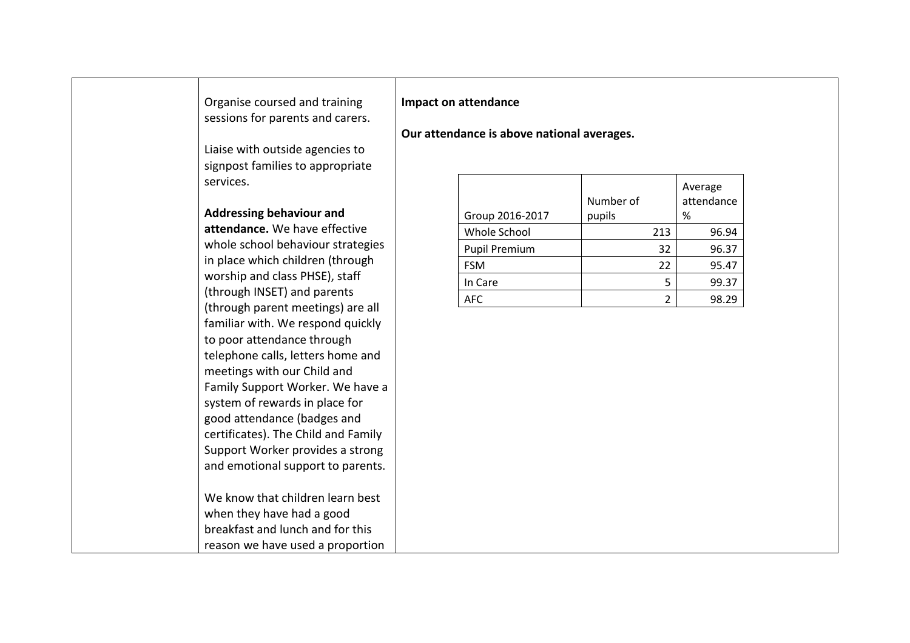Organise coursed and training sessions for parents and carers.

Liaise with outside agencies to signpost families to appropriate services.

**Addressing behaviour and attendance.** We have effective whole school behaviour strategies in place which children (through worship and class PHSE), staff (through INSET) and parents (through parent meetings) are all familiar with. We respond quickly to poor attendance through telephone calls, letters home and meetings with our Child and Family Support Worker. We have a system of rewards in place for good attendance (badges and certificates). The Child and Family Support Worker provides a strong and emotional support to parents.

We know that children learn best when they have had a good breakfast and lunch and for this reason we have used a proportion

**Impact on attendance**

**Our attendance is above national averages.**

| Group 2016-2017 | Number of pupils | Average attendance % |
|---|---|---|
| Whole School | 213 | 96.94 |
| Pupil Premium | 32 | 96.37 |
| FSM | 22 | 95.47 |
| In Care | 5 | 99.37 |
| AFC | 2 | 98.29 |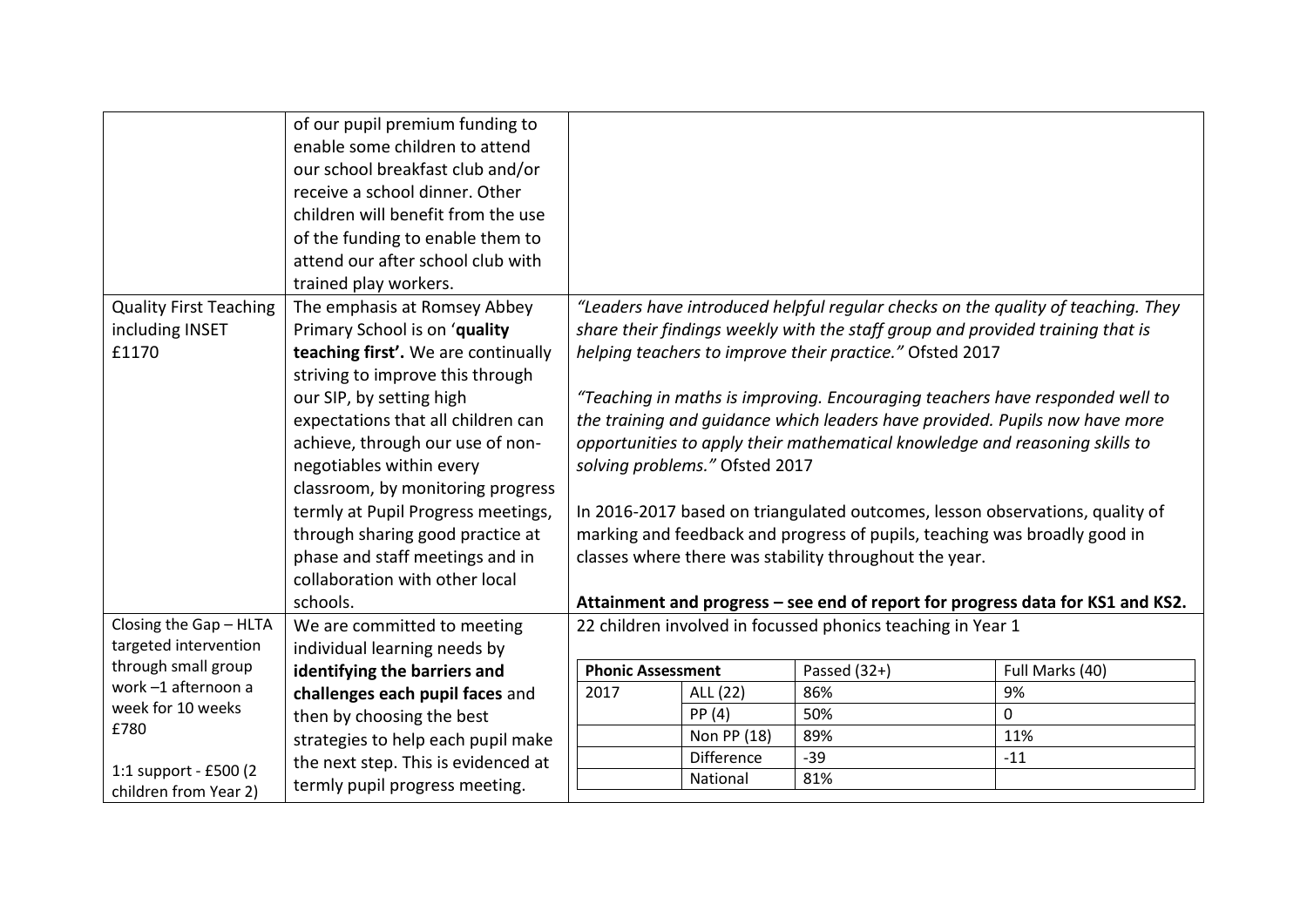|  |  |  |
|---|---|---|
|  | of our pupil premium funding to enable some children to attend our school breakfast club and/or receive a school dinner. Other children will benefit from the use of the funding to enable them to attend our after school club with trained play workers. |  |
| Quality First Teaching including INSET £1170 | The emphasis at Romsey Abbey Primary School is on '**quality teaching first'.** We are continually striving to improve this through our SIP, by setting high expectations that all children can achieve, through our use of non-negotiables within every classroom, by monitoring progress termly at Pupil Progress meetings, through sharing good practice at phase and staff meetings and in collaboration with other local schools. | *"Leaders have introduced helpful regular checks on the quality of teaching. They share their findings weekly with the staff group and provided training that is helping teachers to improve their practice."* Ofsted 2017<br><br>*"Teaching in maths is improving. Encouraging teachers have responded well to the training and guidance which leaders have provided. Pupils now have more opportunities to apply their mathematical knowledge and reasoning skills to solving problems."* Ofsted 2017<br><br>In 2016-2017 based on triangulated outcomes, lesson observations, quality of marking and feedback and progress of pupils, teaching was broadly good in classes where there was stability throughout the year.<br><br>**Attainment and progress – see end of report for progress data for KS1 and KS2.** |
| Closing the Gap – HLTA targeted intervention through small group work –1 afternoon a week for 10 weeks £780<br><br>1:1 support - £500 (2 children from Year 2) | We are committed to meeting individual learning needs by **identifying the barriers and challenges each pupil faces** and then by choosing the best strategies to help each pupil make the next step. This is evidenced at termly pupil progress meeting. | 22 children involved in focussed phonics teaching in Year 1 |

| **Phonic Assessment** | | Passed (32+) | Full Marks (40) |
|---|---|---|---|
| 2017 | ALL (22) | 86% | 9% |
| | PP (4) | 50% | 0 |
| | Non PP (18) | 89% | 11% |
| | Difference | -39 | -11 |
| | National | 81% | |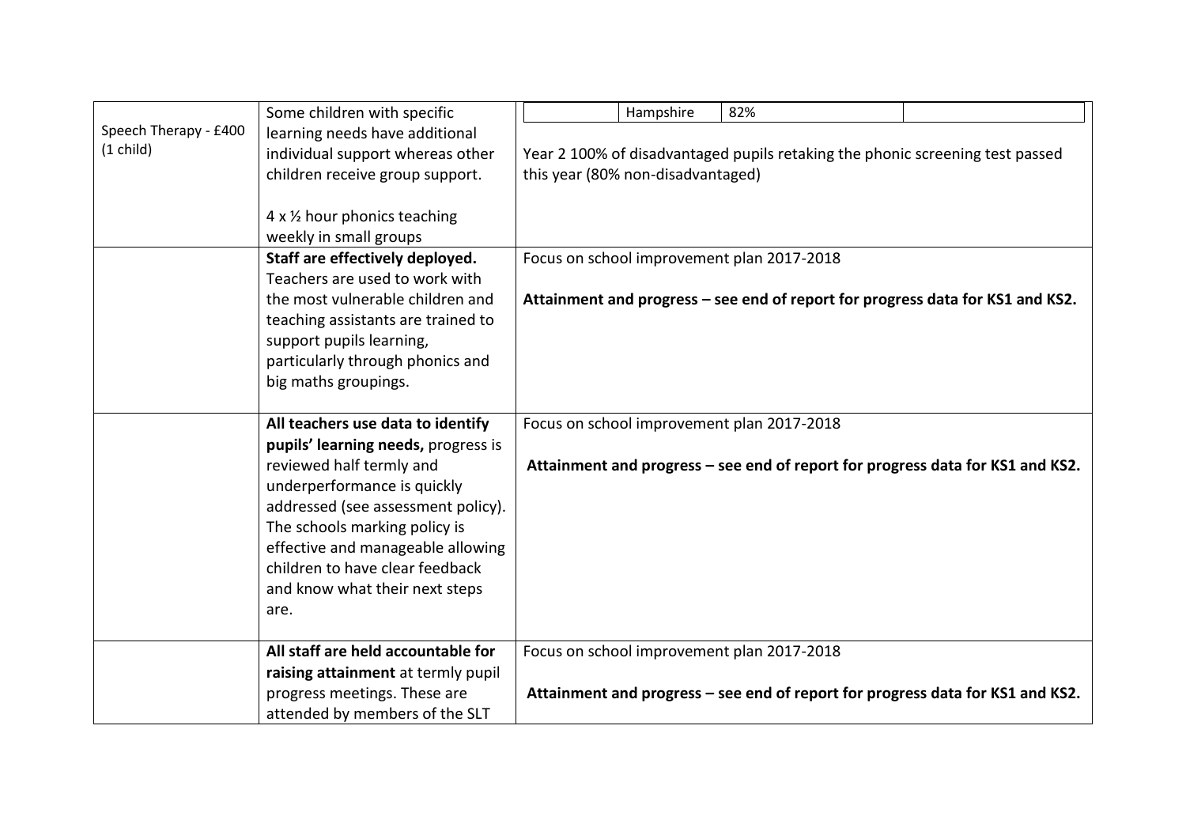| | | |
|---|---|---|
| Speech Therapy - £400 (1 child) | Some children with specific learning needs have additional individual support whereas other children receive group support.<br><br>4 x ½ hour phonics teaching weekly in small groups | \| \| Hampshire \| 82% \| \|<br><br>Year 2 100% of disadvantaged pupils retaking the phonic screening test passed this year (80% non-disadvantaged) |
| | **Staff are effectively deployed.** Teachers are used to work with the most vulnerable children and teaching assistants are trained to support pupils learning, particularly through phonics and big maths groupings. | Focus on school improvement plan 2017-2018<br><br>**Attainment and progress – see end of report for progress data for KS1 and KS2.** |
| | **All teachers use data to identify pupils' learning needs,** progress is reviewed half termly and underperformance is quickly addressed (see assessment policy). The schools marking policy is effective and manageable allowing children to have clear feedback and know what their next steps are. | Focus on school improvement plan 2017-2018<br><br>**Attainment and progress – see end of report for progress data for KS1 and KS2.** |
| | **All staff are held accountable for raising attainment** at termly pupil progress meetings. These are attended by members of the SLT | Focus on school improvement plan 2017-2018<br><br>**Attainment and progress – see end of report for progress data for KS1 and KS2.** |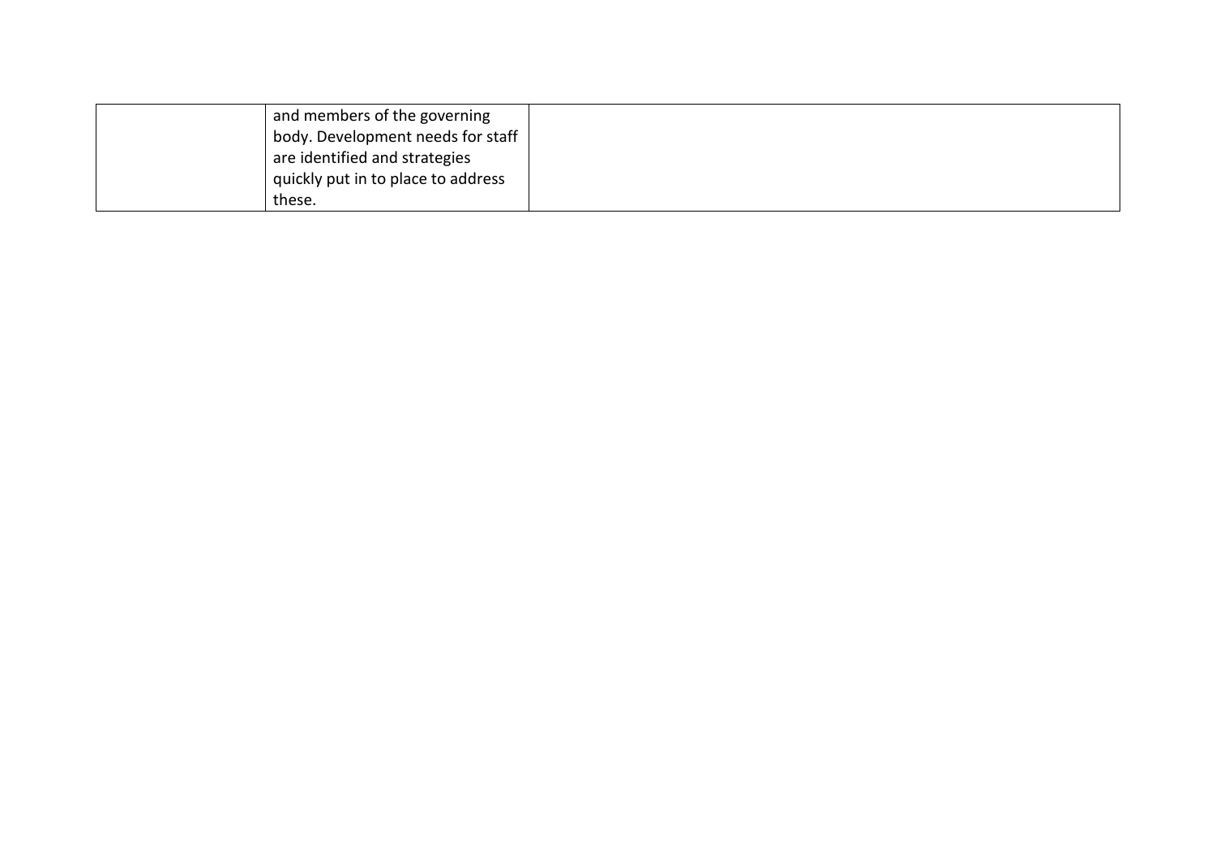| | | |
|---|---|---|
| | and members of the governing body. Development needs for staff are identified and strategies quickly put in to place to address these. | |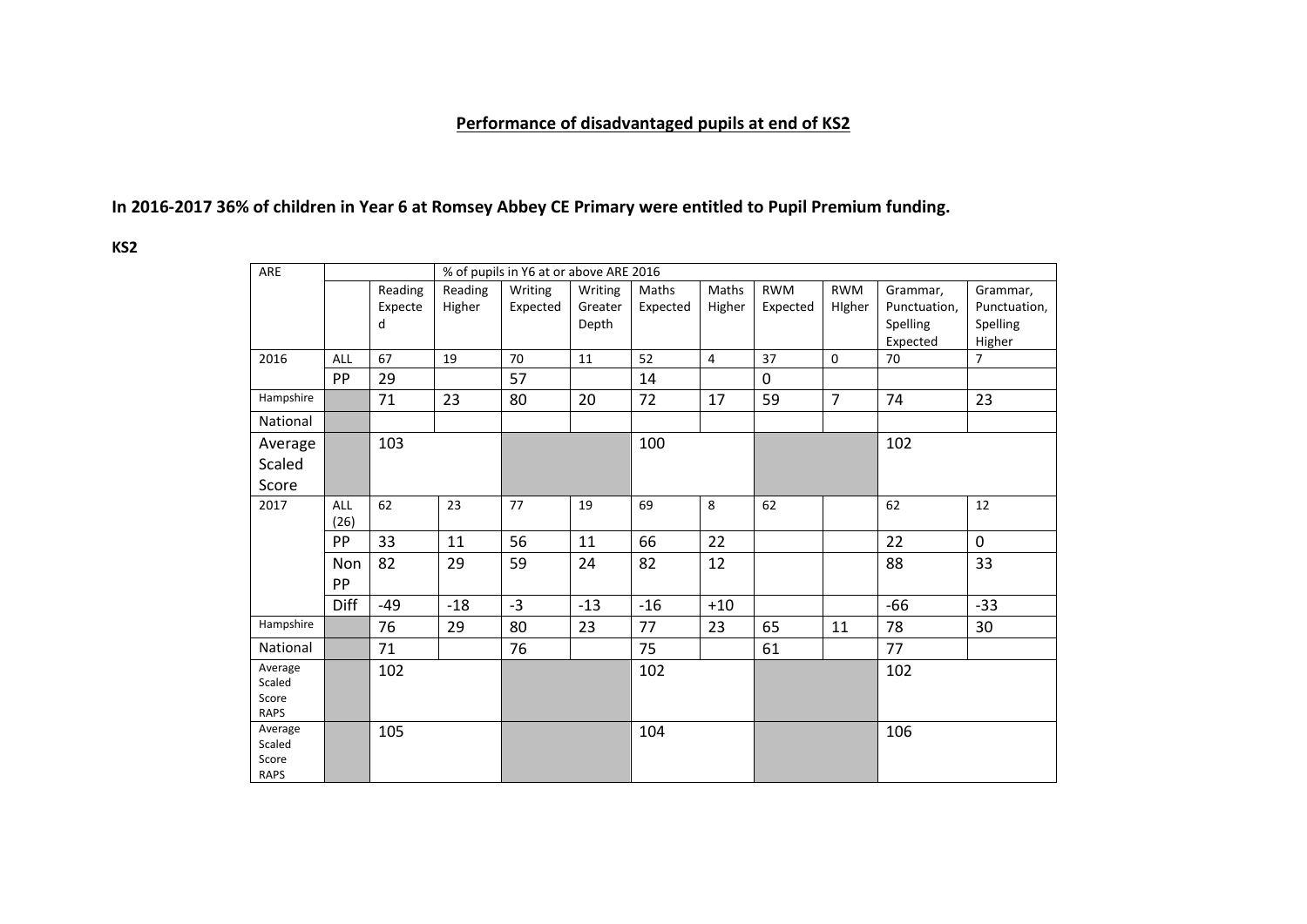## Performance of disadvantaged pupils at end of KS2

**In 2016-2017 36% of children in Year 6 at Romsey Abbey CE Primary were entitled to Pupil Premium funding.**

**KS2**

| ARE | | % of pupils in Y6 at or above ARE 2016 | | | | | | | | | |
|---|---|---|---|---|---|---|---|---|---|---|---|
| | | Reading Expected | Reading Higher | Writing Expected | Writing Greater Depth | Maths Expected | Maths Higher | RWM Expected | RWM HIgher | Grammar, Punctuation, Spelling Expected | Grammar, Punctuation, Spelling Higher |
| 2016 | ALL | 67 | 19 | 70 | 11 | 52 | 4 | 37 | 0 | 70 | 7 |
| | PP | 29 | | 57 | | 14 | | 0 | | | |
| Hampshire | | 71 | 23 | 80 | 20 | 72 | 17 | 59 | 7 | 74 | 23 |
| National | | | | | | | | | | | |
| Average Scaled Score | | 103 | | | | 100 | | | | 102 | |
| 2017 | ALL (26) | 62 | 23 | 77 | 19 | 69 | 8 | 62 | | 62 | 12 |
| | PP | 33 | 11 | 56 | 11 | 66 | 22 | | | 22 | 0 |
| | Non PP | 82 | 29 | 59 | 24 | 82 | 12 | | | 88 | 33 |
| | Diff | -49 | -18 | -3 | -13 | -16 | +10 | | | -66 | -33 |
| Hampshire | | 76 | 29 | 80 | 23 | 77 | 23 | 65 | 11 | 78 | 30 |
| National | | 71 | | 76 | | 75 | | 61 | | 77 | |
| Average Scaled Score RAPS | | 102 | | | | 102 | | | | 102 | |
| Average Scaled Score RAPS | | 105 | | | | 104 | | | | 106 | |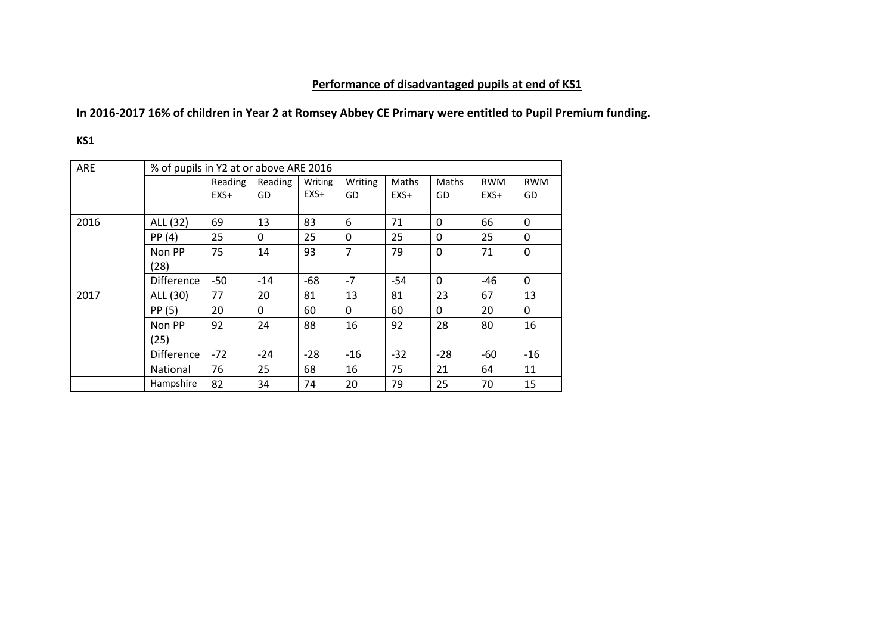## Performance of disadvantaged pupils at end of KS1

**In 2016-2017 16% of children in Year 2 at Romsey Abbey CE Primary were entitled to Pupil Premium funding.**

**KS1**

| ARE | % of pupils in Y2 at or above ARE 2016 | | | | | | | | |
|---|---|---|---|---|---|---|---|---|---|
| | | Reading EXS+ | Reading GD | Writing EXS+ | Writing GD | Maths EXS+ | Maths GD | RWM EXS+ | RWM GD |
| 2016 | ALL (32) | 69 | 13 | 83 | 6 | 71 | 0 | 66 | 0 |
| | PP (4) | 25 | 0 | 25 | 0 | 25 | 0 | 25 | 0 |
| | Non PP (28) | 75 | 14 | 93 | 7 | 79 | 0 | 71 | 0 |
| | Difference | -50 | -14 | -68 | -7 | -54 | 0 | -46 | 0 |
| 2017 | ALL (30) | 77 | 20 | 81 | 13 | 81 | 23 | 67 | 13 |
| | PP (5) | 20 | 0 | 60 | 0 | 60 | 0 | 20 | 0 |
| | Non PP (25) | 92 | 24 | 88 | 16 | 92 | 28 | 80 | 16 |
| | Difference | -72 | -24 | -28 | -16 | -32 | -28 | -60 | -16 |
| | National | 76 | 25 | 68 | 16 | 75 | 21 | 64 | 11 |
| | Hampshire | 82 | 34 | 74 | 20 | 79 | 25 | 70 | 15 |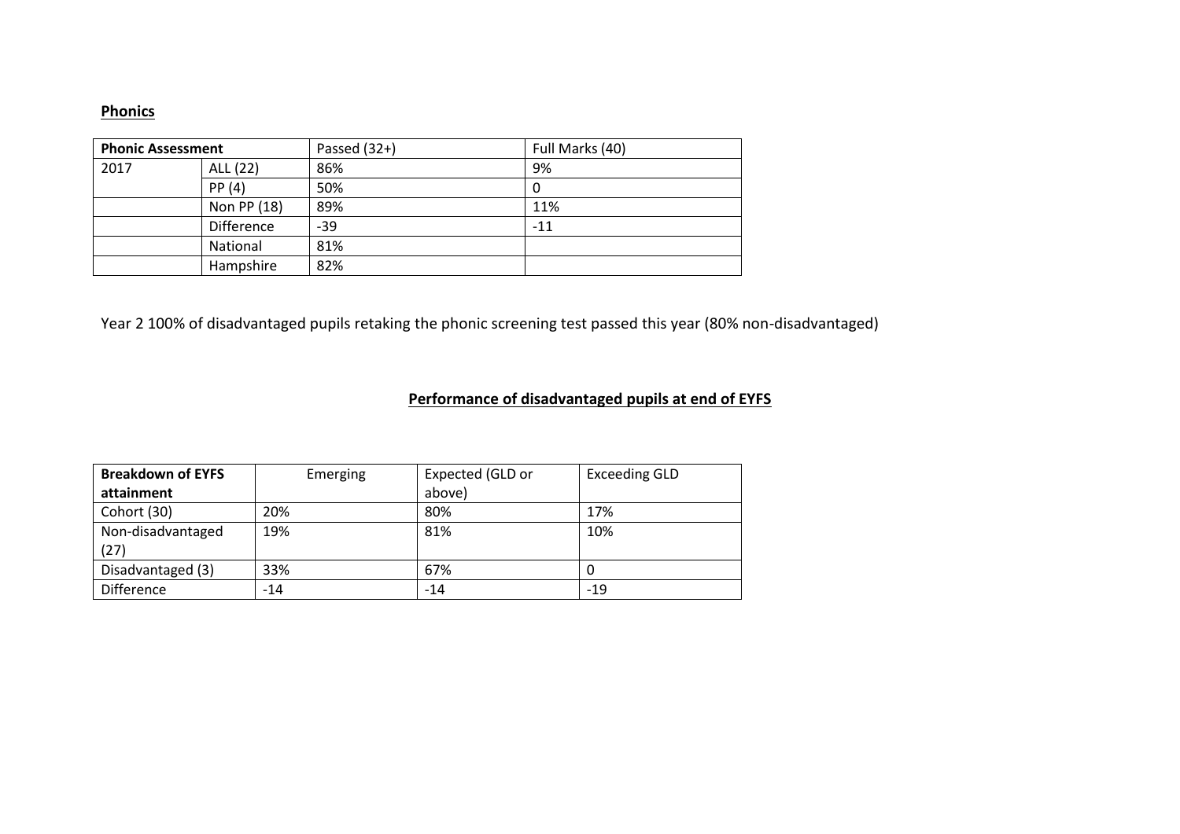**Phonics**

| Phonic Assessment | | Passed (32+) | Full Marks (40) |
|---|---|---|---|
| 2017 | ALL (22) | 86% | 9% |
| | PP (4) | 50% | 0 |
| | Non PP (18) | 89% | 11% |
| | Difference | -39 | -11 |
| | National | 81% | |
| | Hampshire | 82% | |

Year 2 100% of disadvantaged pupils retaking the phonic screening test passed this year (80% non-disadvantaged)

**Performance of disadvantaged pupils at end of EYFS**

| Breakdown of EYFS attainment | Emerging | Expected (GLD or above) | Exceeding GLD |
|---|---|---|---|
| Cohort (30) | 20% | 80% | 17% |
| Non-disadvantaged (27) | 19% | 81% | 10% |
| Disadvantaged (3) | 33% | 67% | 0 |
| Difference | -14 | -14 | -19 |